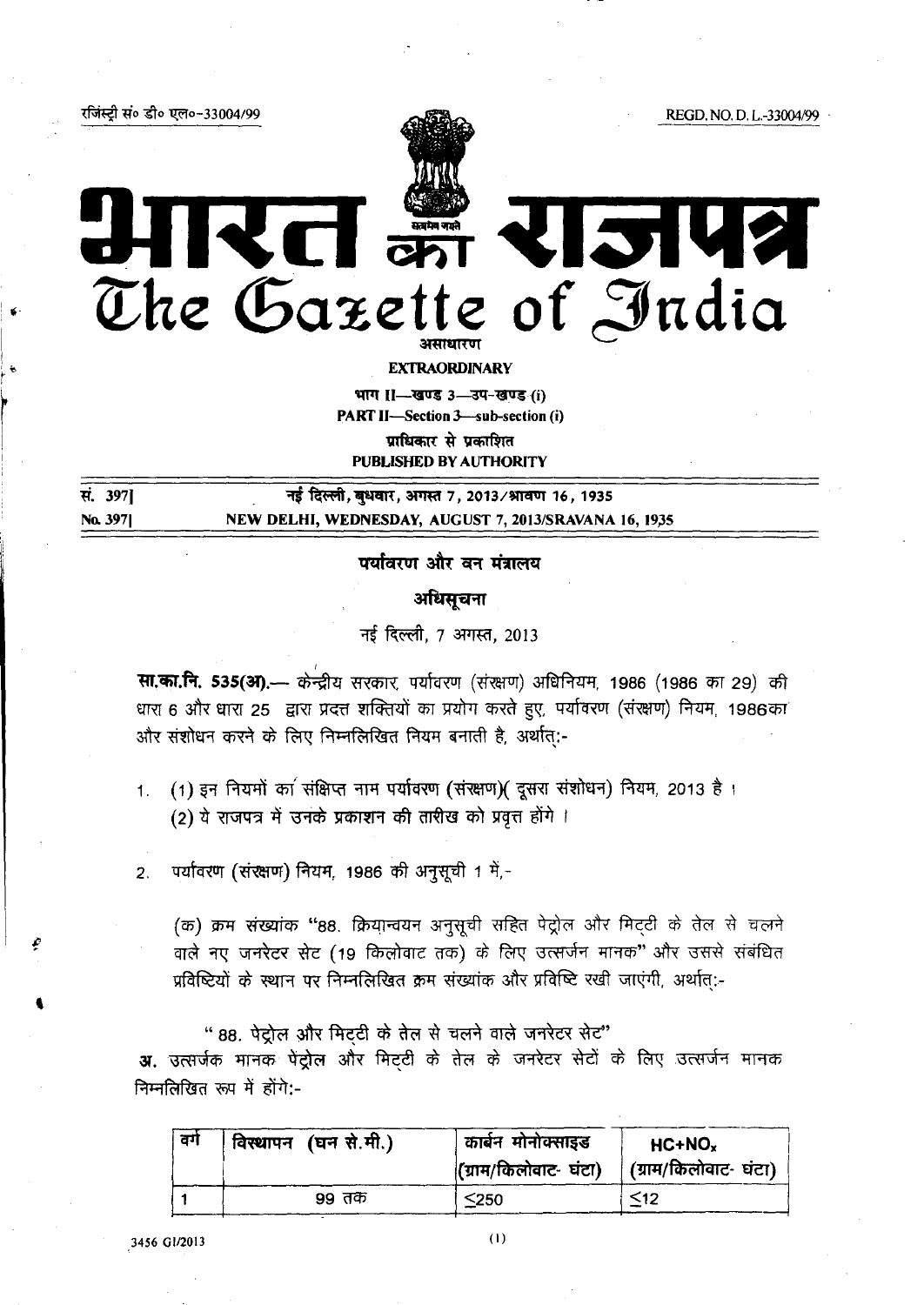रजिस्ट्री सं० डी० एल०-33004/99

REGD. NO. D. L.-33004/99

# भारत का राजपत्र
# The Gazette of India

असाधारण

**EXTRAORDINARY**

भाग II—खण्ड 3—उप-खण्ड (i)

**PART II—Section 3—sub-section (i)**

प्राधिकार से प्रकाशित

**PUBLISHED BY AUTHORITY**

| | |
|---|---|
| सं. 397] | नई दिल्ली, बुधवार, अगस्त 7, 2013/श्रावण 16, 1935 |
| No. 397] | NEW DELHI, WEDNESDAY, AUGUST 7, 2013/SRAVANA 16, 1935 |

## पर्यावरण और वन मंत्रालय

### अधिसूचना

नई दिल्ली, 7 अगस्त, 2013

**सा.का.नि. 535(अ).**— केन्द्रीय सरकार, पर्यावरण (संरक्षण) अधिनियम, 1986 (1986 का 29) की धारा 6 और धारा 25 द्वारा प्रदत्त शक्तियों का प्रयोग करते हुए, पर्यावरण (संरक्षण) नियम, 1986का और संशोधन करने के लिए निम्नलिखित नियम बनाती है, अर्थात्:-

1. (1) इन नियमों का संक्षिप्त नाम पर्यावरण (संरक्षण)( दूसरा संशोधन) नियम, 2013 है ।
   (2) ये राजपत्र में उनके प्रकाशन की तारीख को प्रवृत्त होंगे ।

2. पर्यावरण (संरक्षण) नियम, 1986 की अनुसूची 1 में,-

   (क) क्रम संख्यांक "88. क्रियान्वयन अनुसूची सहित पेट्रोल और मिट्टी के तेल से चलने वाले नए जनरेटर सेट (19 किलोवाट तक) के लिए उत्सर्जन मानक" और उससे संबंधित प्रविष्टियों के स्थान पर निम्नलिखित क्रम संख्यांक और प्रविष्टि रखी जाएंगी, अर्थात्:-

" 88. पेट्रोल और मिट्टी के तेल से चलने वाले जनरेटर सेट"

**अ.** उत्सर्जक मानक पेट्रोल और मिट्टी के तेल के जनरेटर सेटों के लिए उत्सर्जन मानक निम्नलिखित रूप में होंगे:-

| वर्ग | विस्थापन (घन से.मी.) | कार्बन मोनोक्साइड (ग्राम/किलोवाट- घंटा) | $HC+NO_x$ (ग्राम/किलोवाट- घंटा) |
|---|---|---|---|
| 1 | 99 तक | ≤250 | ≤12 |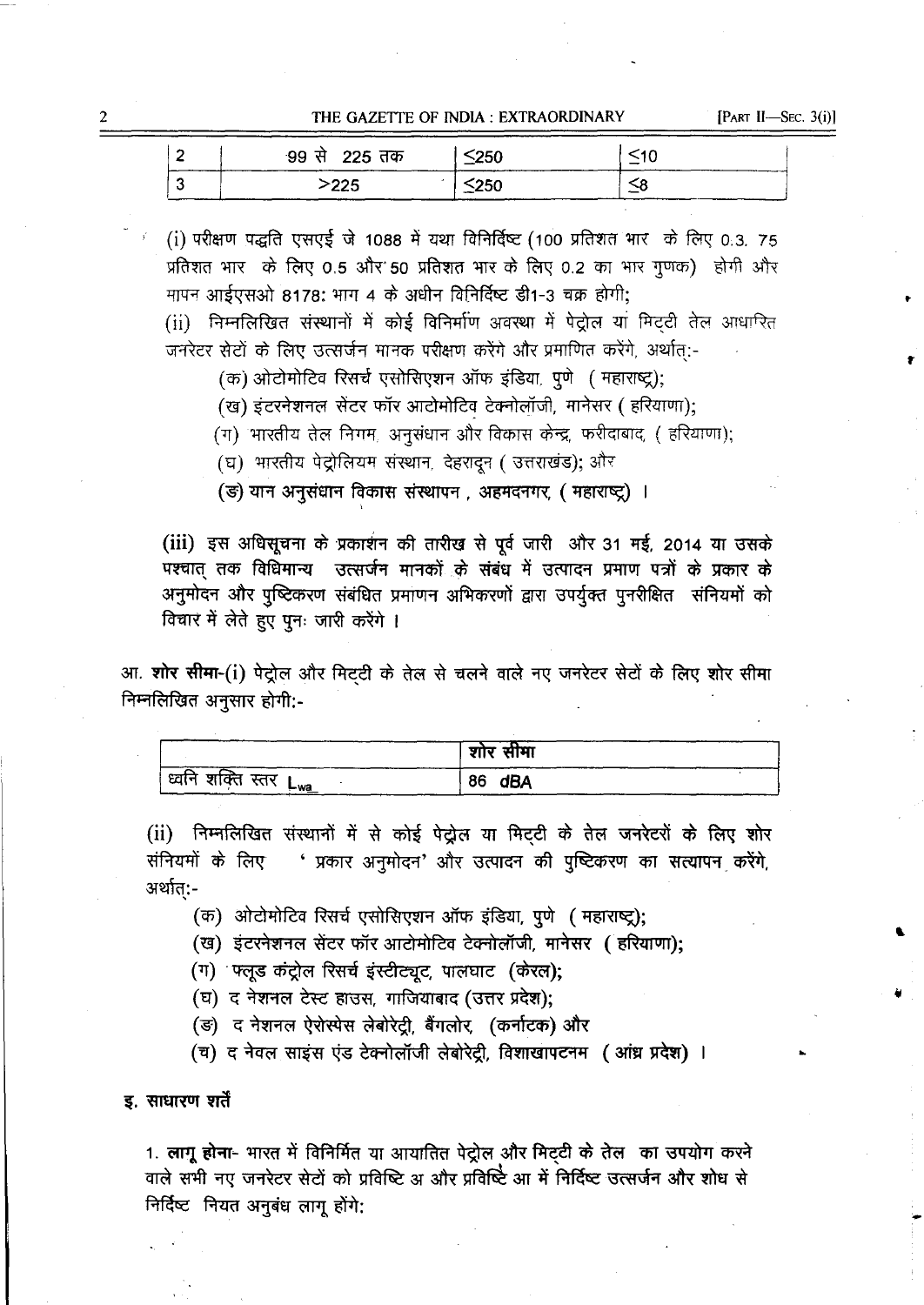| 2 | 99 से 225 तक | ≤250 | ≤10 |
|---|---|---|---|
| 3 | >225 | ≤250 | ≤8 |

(i) परीक्षण पद्धति एसएई जे 1088 में यथा विनिर्दिष्ट (100 प्रतिशत भार के लिए 0.3, 75 प्रतिशत भार के लिए 0.5 और 50 प्रतिशत भार के लिए 0.2 का भार गुणक) होगी और मापन आईएसओ 8178: भाग 4 के अधीन विनिर्दिष्ट डी1-3 चक्र होगी;

(ii) निम्नलिखित संस्थानों में कोई विनिर्माण अवस्था में पेट्रोल या मिट्टी तेल आधारित जनरेटर सेटों के लिए उत्सर्जन मानक परीक्षण करेंगे और प्रमाणित करेंगे, अर्थात्:-

(क) ओटोमोटिव रिसर्च एसोसिएशन ऑफ इंडिया, पुणे ( महाराष्ट्र);

(ख) इंटरनेशनल सेंटर फॉर आटोमोटिव टेक्नोलॉजी, मानेसर ( हरियाणा);

(ग) भारतीय तेल निगम, अनुसंधान और विकास केन्द्र, फरीदाबाद, ( हरियाणा);

(घ) भारतीय पेट्रोलियम संस्थान, देहरादून ( उत्तराखंड); और

(ङ) यान अनुसंधान विकास संस्थापन , अहमदनगर, ( महाराष्ट्र) ।

(iii) इस अधिसूचना के प्रकाशन की तारीख से पूर्व जारी और 31 मई, 2014 या उसके पश्चात् तक विधिमान्य उत्सर्जन मानकों के संबंध में उत्पादन प्रमाण पत्रों के प्रकार के अनुमोदन और पुष्टिकरण संबंधित प्रमाणन अभिकरणों द्वारा उपर्युक्त पुनरीक्षित संनियमों को विचार में लेते हुए पुनः जारी करेंगे ।

आ. **शोर सीमा**-(i) पेट्रोल और मिट्टी के तेल से चलने वाले नए जनरेटर सेटों के लिए शोर सीमा निम्नलिखित अनुसार होगी:-

| | शोर सीमा |
|---|---|
| ध्वनि शक्ति स्तर $L_{wa}$ | 86 dBA |

(ii) निम्नलिखित संस्थानों में से कोई पेट्रोल या मिट्टी के तेल जनरेटरों के लिए शोर संनियमों के लिए ' प्रकार अनुमोदन' और उत्पादन की पुष्टिकरण का सत्यापन करेंगे, अर्थात्:-

(क) ओटोमोटिव रिसर्च एसोसिएशन ऑफ इंडिया, पुणे ( महाराष्ट्र);

(ख) इंटरनेशनल सेंटर फॉर आटोमोटिव टेक्नोलॉजी, मानेसर ( हरियाणा);

(ग) फ्लूड कंट्रोल रिसर्च इंस्टीट्यूट, पालघाट (केरल);

(घ) द नेशनल टेस्ट हाउस, गाजियाबाद (उत्तर प्रदेश);

(ङ) द नेशनल ऐरोस्पेस लेबोरेट्री, बैंगलोर, (कर्नाटक) और

(च) द नेवल साइंस एंड टेक्नोलॉजी लेबोरेट्री, विशाखापटनम ( आंध्र प्रदेश) ।

## इ. साधारण शर्तें

1. **लागू होना**- भारत में विनिर्मित या आयातित पेट्रोल और मिट्टी के तेल का उपयोग करने वाले सभी नए जनरेटर सेटों को प्रविष्टि अ और प्रविष्टि आ में निर्दिष्ट उत्सर्जन और शोध से निर्दिष्ट नियत अनुबंध लागू होंगे: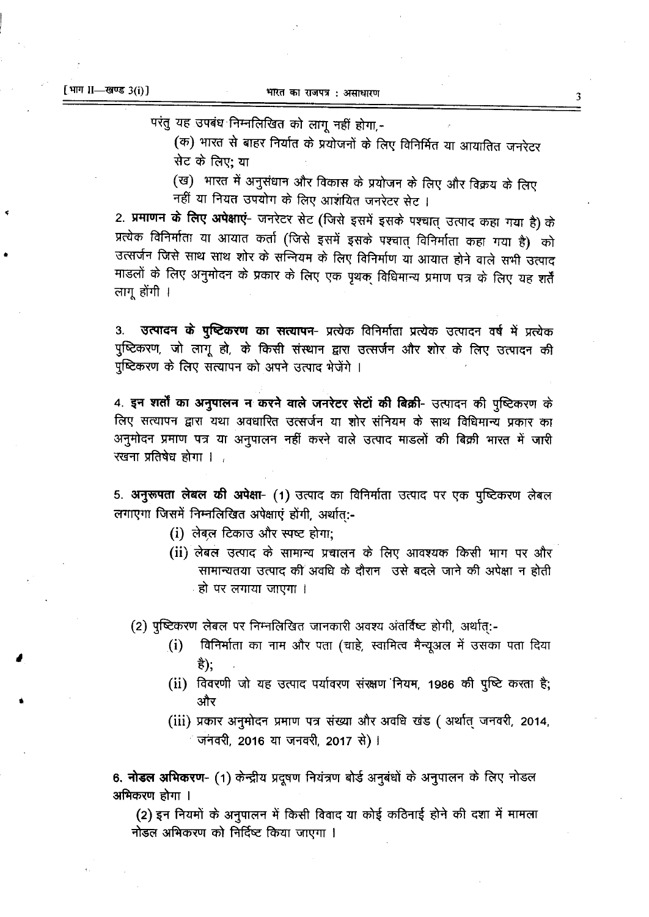परंतु यह उपबंध निम्नलिखित को लागू नहीं होगा,-

(क) भारत से बाहर निर्यात के प्रयोजनों के लिए विनिर्मित या आयातित जनरेटर सेट के लिए; या

(ख) भारत में अनुसंधान और विकास के प्रयोजन के लिए और विक्रय के लिए नहीं या नियत उपयोग के लिए आशयित जनरेटर सेट ।

2. **प्रमाणन के लिए अपेक्षाएं**- जनरेटर सेट (जिसे इसमें इसके पश्चात् उत्पाद कहा गया है) के प्रत्येक विनिर्माता या आयात कर्ता (जिसे इसमें इसके पश्चात् विनिर्माता कहा गया है) को उत्सर्जन जिसे साथ साथ शोर के सन्नियम के लिए विनिर्माण या आयात होने वाले सभी उत्पाद माडलों के लिए अनुमोदन के प्रकार के लिए एक पृथक् विधिमान्य प्रमाण पत्र के लिए यह शर्तें लागू होंगी ।

3. **उत्पादन के पुष्टिकरण का सत्यापन**- प्रत्येक विनिर्माता प्रत्येक उत्पादन वर्ष में प्रत्येक पुष्टिकरण, जो लागू हो, के किसी संस्थान द्वारा उत्सर्जन और शोर के लिए उत्पादन की पुष्टिकरण के लिए सत्यापन को अपने उत्पाद भेजेंगे ।

4. **इन शर्तों का अनुपालन न करने वाले जनरेटर सेटों की बिक्री**- उत्पादन की पुष्टिकरण के लिए सत्यापन द्वारा यथा अवधारित उत्सर्जन या शोर संनियम के साथ विधिमान्य प्रकार का अनुमोदन प्रमाण पत्र या अनुपालन नहीं करने वाले उत्पाद माडलों की बिक्री भारत में जारी रखना प्रतिषेध होगा ।

5. **अनुरूपता लेबल की अपेक्षा**- (1) उत्पाद का विनिर्माता उत्पाद पर एक पुष्टिकरण लेबल लगाएगा जिसमें निम्नलिखित अपेक्षाएं होंगी, अर्थात्:-

(i) लेबल टिकाउ और स्पष्ट होगा;

(ii) लेबल उत्पाद के सामान्य प्रचालन के लिए आवश्यक किसी भाग पर और सामान्यतया उत्पाद की अवधि के दौरान उसे बदले जाने की अपेक्षा न होती हो पर लगाया जाएगा ।

(2) पुष्टिकरण लेबल पर निम्नलिखित जानकारी अवश्य अंतर्विष्ट होगी, अर्थात्:-

(i) विनिर्माता का नाम और पता (चाहे, स्वामित्व मैन्यूअल में उसका पता दिया है);

(ii) विवरणी जो यह उत्पाद पर्यावरण संरक्षण नियम, 1986 की पुष्टि करता है; और

(iii) प्रकार अनुमोदन प्रमाण पत्र संख्या और अवधि खंड ( अर्थात् जनवरी, 2014, जनवरी, 2016 या जनवरी, 2017 से) ।

6. **नोडल अभिकरण**- (1) केन्द्रीय प्रदूषण नियंत्रण बोर्ड अनुबंधों के अनुपालन के लिए नोडल अभिकरण होगा ।

(2) इन नियमों के अनुपालन में किसी विवाद या कोई कठिनाई होने की दशा में मामला नोडल अभिकरण को निर्दिष्ट किया जाएगा ।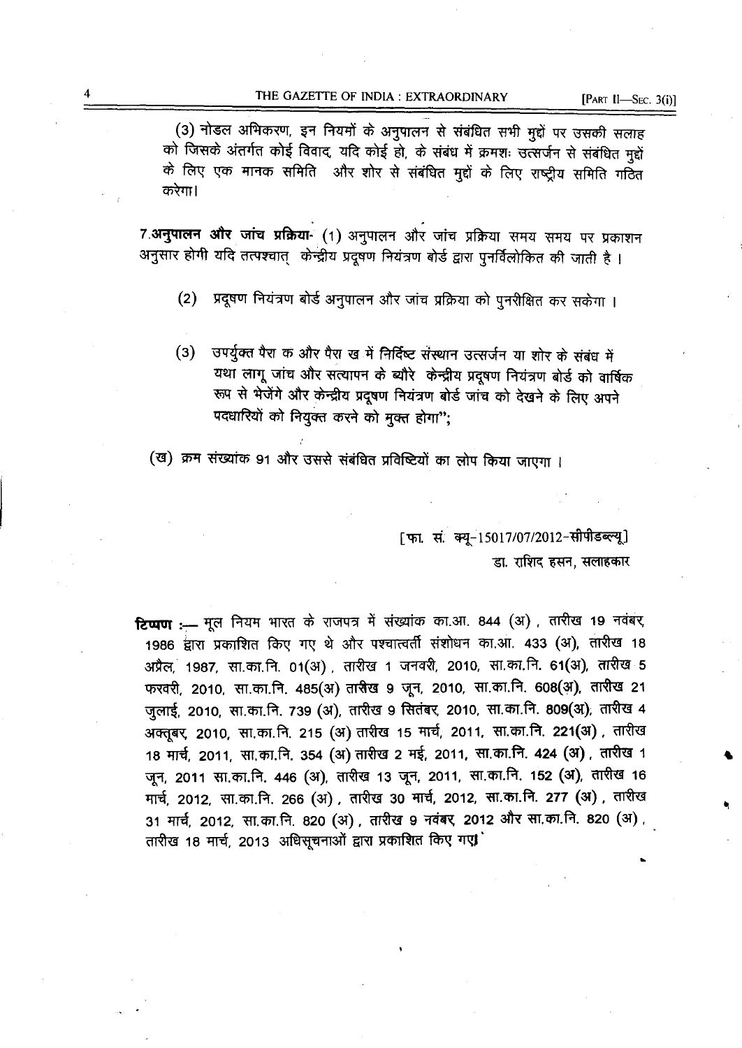(3) नोडल अभिकरण, इन नियमों के अनुपालन से संबंधित सभी मुद्दों पर उसकी सलाह को जिसके अंतर्गत कोई विवाद, यदि कोई हो, के संबंध में क्रमशः उत्सर्जन से संबंधित मुद्दों के लिए एक मानक समिति और शोर से संबंधित मुद्दों के लिए राष्ट्रीय समिति गठित करेगा।

**7.अनुपालन और जांच प्रक्रिया-** (1) अनुपालन और जांच प्रक्रिया समय समय पर प्रकाशन अनुसार होगी यदि तत्पश्चात् केन्द्रीय प्रदूषण नियंत्रण बोर्ड द्वारा पुनर्विलोकित की जाती है ।

(2) प्रदूषण नियंत्रण बोर्ड अनुपालन और जांच प्रक्रिया को पुनरीक्षित कर सकेगा ।

(3) उपर्युक्त पैरा क और पैरा ख में निर्दिष्ट संस्थान उत्सर्जन या शोर के संबंध में यथा लागू जांच और सत्यापन के ब्यौरे केन्द्रीय प्रदूषण नियंत्रण बोर्ड को वार्षिक रूप से भेजेंगे और केन्द्रीय प्रदूषण नियंत्रण बोर्ड जांच को देखने के लिए अपने पदधारियों को नियुक्त करने को मुक्त होगा";

(ख) क्रम संख्यांक 91 और उससे संबंधित प्रविष्टियों का लोप किया जाएगा ।

[फा. सं. क्यू-15017/07/2012-सीपीडब्ल्यू]

डा. राशिद हसन, सलाहकार

**टिप्पण :—** मूल नियम भारत के राजपत्र में संख्यांक का.आ. 844 (अ) , तारीख 19 नवंबर, 1986 द्वारा प्रकाशित किए गए थे और पश्चात्वर्ती संशोधन का.आ. 433 (अ), तारीख 18 अप्रैल, 1987, सा.का.नि. 01(अ) , तारीख 1 जनवरी, 2010, सा.का.नि. 61(अ), तारीख 5 फरवरी, 2010, सा.का.नि. 485(अ) तारीख 9 जून, 2010, सा.का.नि. 608(अ), तारीख 21 जुलाई, 2010, सा.का.नि. 739 (अ), तारीख 9 सितंबर, 2010, सा.का.नि. 809(अ), तारीख 4 अक्तूबर, 2010, सा.का.नि. 215 (अ) तारीख 15 मार्च, 2011, सा.का.नि. 221(अ) , तारीख 18 मार्च, 2011, सा.का.नि. 354 (अ) तारीख 2 मई, 2011, सा.का.नि. 424 (अ) , तारीख 1 जून, 2011 सा.का.नि. 446 (अ), तारीख 13 जून, 2011, सा.का.नि. 152 (अ), तारीख 16 मार्च, 2012, सा.का.नि. 266 (अ) , तारीख 30 मार्च, 2012, सा.का.नि. 277 (अ) , तारीख 31 मार्च, 2012, सा.का.नि. 820 (अ) , तारीख 9 नवंबर, 2012 और सा.का.नि. 820 (अ) , तारीख 18 मार्च, 2013 अधिसूचनाओं द्वारा प्रकाशित किए गए।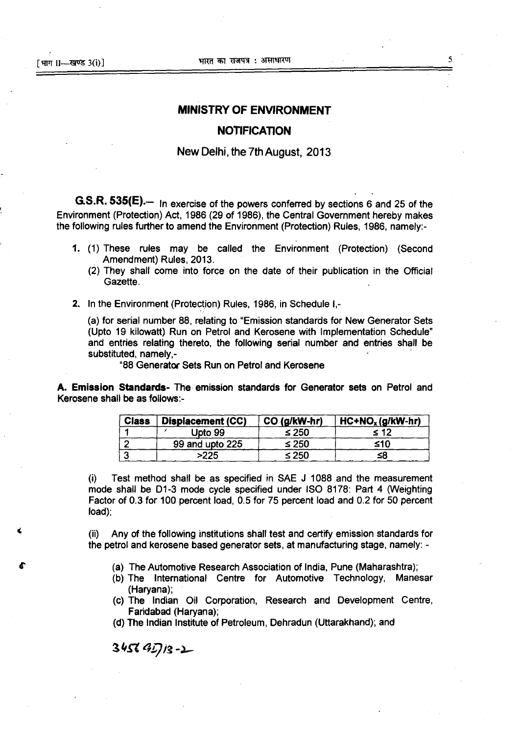## MINISTRY OF ENVIRONMENT

## NOTIFICATION

New Delhi, the 7th August, 2013

**G.S.R. 535(E).**— In exercise of the powers conferred by sections 6 and 25 of the Environment (Protection) Act, 1986 (29 of 1986), the Central Government hereby makes the following rules further to amend the Environment (Protection) Rules, 1986, namely:-

1. (1) These rules may be called the Environment (Protection) (Second Amendment) Rules, 2013.
   (2) They shall come into force on the date of their publication in the Official Gazette.

2. In the Environment (Protection) Rules, 1986, in Schedule I,-

   (a) for serial number 88, relating to "Emission standards for New Generator Sets (Upto 19 kilowatt) Run on Petrol and Kerosene with Implementation Schedule" and entries relating thereto, the following serial number and entries shall be substituted, namely,-

   "88 Generator Sets Run on Petrol and Kerosene

**A. Emission Standards**- The emission standards for Generator sets on Petrol and Kerosene shall be as follows:-

| Class | Displacement (CC) | CO (g/kW-hr) | $HC+NO_x$ (g/kW-hr) |
|---|---|---|---|
| 1 | Upto 99 | ≤ 250 | ≤ 12 |
| 2 | 99 and upto 225 | ≤ 250 | ≤10 |
| 3 | >225 | ≤ 250 | ≤8 |

(i) Test method shall be as specified in SAE J 1088 and the measurement mode shall be D1-3 mode cycle specified under ISO 8178: Part 4 (Weighting Factor of 0.3 for 100 percent load, 0.5 for 75 percent load and 0.2 for 50 percent load);

(ii) Any of the following institutions shall test and certify emission standards for the petrol and kerosene based generator sets, at manufacturing stage, namely: -

(a) The Automotive Research Association of India, Pune (Maharashtra);
(b) The International Centre for Automotive Technology, Manesar (Haryana);
(c) The Indian Oil Corporation, Research and Development Centre, Faridabad (Haryana);
(d) The Indian Institute of Petroleum, Dehradun (Uttarakhand); and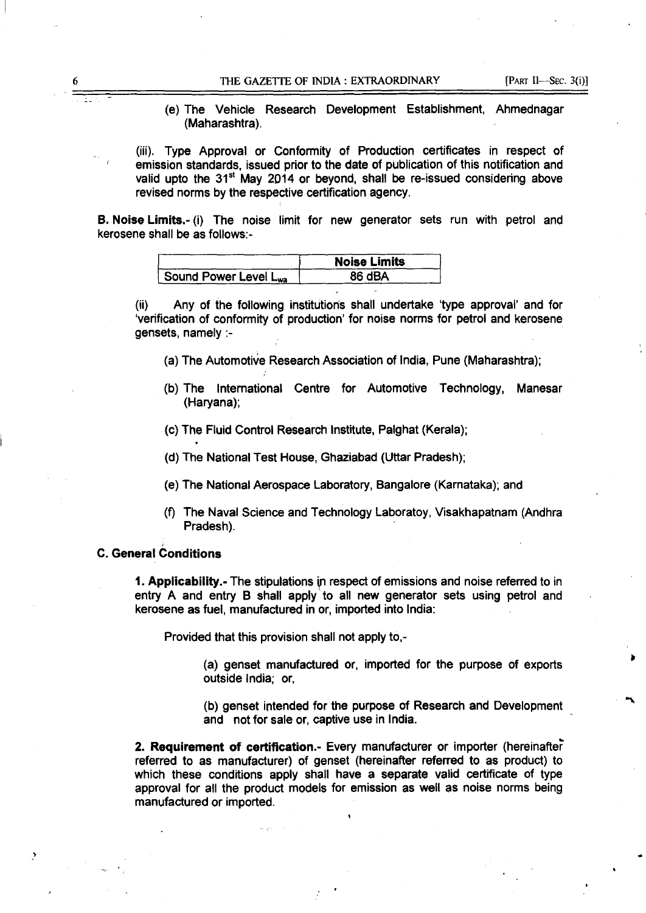(e) The Vehicle Research Development Establishment, Ahmednagar (Maharashtra).

(iii). Type Approval or Conformity of Production certificates in respect of emission standards, issued prior to the date of publication of this notification and valid upto the 31[st] May 2014 or beyond, shall be re-issued considering above revised norms by the respective certification agency.

**B. Noise Limits.**- (i) The noise limit for new generator sets run with petrol and kerosene shall be as follows:-

| | **Noise Limits** |
|---|---|
| Sound Power Level $L_{wa}$ | 86 dBA |

(ii) Any of the following institutions shall undertake 'type approval' and for 'verification of conformity of production' for noise norms for petrol and kerosene gensets, namely :-

(a) The Automotive Research Association of India, Pune (Maharashtra);

(b) The International Centre for Automotive Technology, Manesar (Haryana);

(c) The Fluid Control Research Institute, Palghat (Kerala);

(d) The National Test House, Ghaziabad (Uttar Pradesh);

(e) The National Aerospace Laboratory, Bangalore (Karnataka); and

(f) The Naval Science and Technology Laboratoy, Visakhapatnam (Andhra Pradesh).

**C. General Conditions**

**1. Applicability.**- The stipulations in respect of emissions and noise referred to in entry A and entry B shall apply to all new generator sets using petrol and kerosene as fuel, manufactured in or, imported into India:

Provided that this provision shall not apply to,-

(a) genset manufactured or, imported for the purpose of exports outside India; or,

(b) genset intended for the purpose of Research and Development and not for sale or, captive use in India.

**2. Requirement of certification.**- Every manufacturer or importer (hereinafter referred to as manufacturer) of genset (hereinafter referred to as product) to which these conditions apply shall have a separate valid certificate of type approval for all the product models for emission as well as noise norms being manufactured or imported.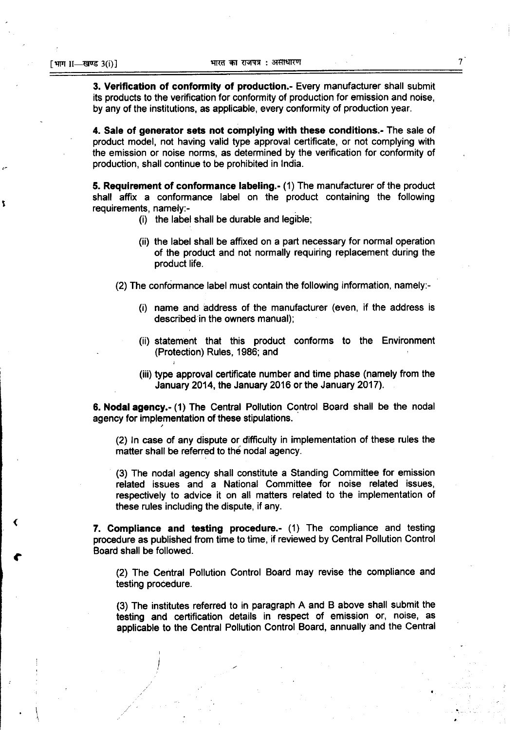**3. Verification of conformity of production.-** Every manufacturer shall submit its products to the verification for conformity of production for emission and noise, by any of the institutions, as applicable, every conformity of production year.

**4. Sale of generator sets not complying with these conditions.-** The sale of product model, not having valid type approval certificate, or not complying with the emission or noise norms, as determined by the verification for conformity of production, shall continue to be prohibited in India.

**5. Requirement of conformance labeling.-** (1) The manufacturer of the product shall affix a conformance label on the product containing the following requirements, namely:-

(i) the label shall be durable and legible;

(ii) the label shall be affixed on a part necessary for normal operation of the product and not normally requiring replacement during the product life.

(2) The conformance label must contain the following information, namely:-

(i) name and address of the manufacturer (even, if the address is described in the owners manual);

(ii) statement that this product conforms to the Environment (Protection) Rules, 1986; and

(iii) type approval certificate number and time phase (namely from the January 2014, the January 2016 or the January 2017).

**6. Nodal agency.-** (1) The Central Pollution Control Board shall be the nodal agency for implementation of these stipulations.

(2) In case of any dispute or difficulty in implementation of these rules the matter shall be referred to the nodal agency.

(3) The nodal agency shall constitute a Standing Committee for emission related issues and a National Committee for noise related issues, respectively to advice it on all matters related to the implementation of these rules including the dispute, if any.

**7. Compliance and testing procedure.-** (1) The compliance and testing procedure as published from time to time, if reviewed by Central Pollution Control Board shall be followed.

(2) The Central Pollution Control Board may revise the compliance and testing procedure.

(3) The institutes referred to in paragraph A and B above shall submit the testing and certification details in respect of emission or, noise, as applicable to the Central Pollution Control Board, annually and the Central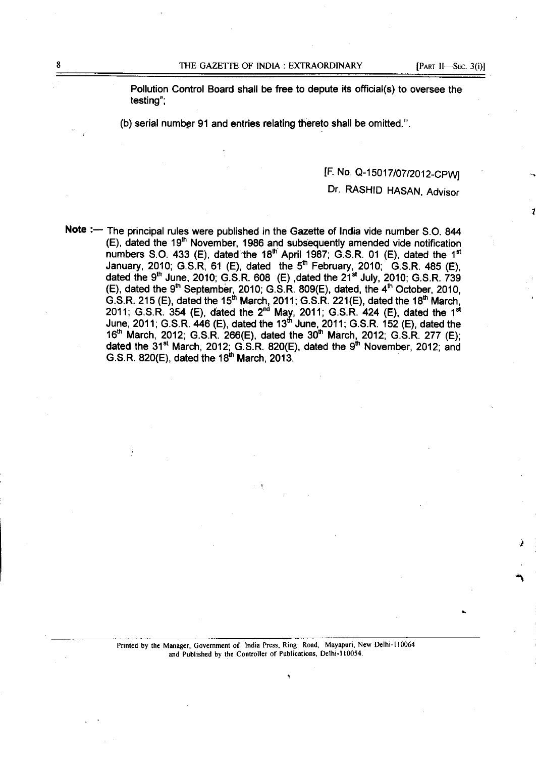Pollution Control Board shall be free to depute its official(s) to oversee the testing";

(b) serial number 91 and entries relating thereto shall be omitted.".

[F. No. Q-15017/07/2012-CPW]

Dr. RASHID HASAN, Advisor

**Note :—** The principal rules were published in the Gazette of India vide number S.O. 844 (E), dated the 19th November, 1986 and subsequently amended vide notification numbers S.O. 433 (E), dated the 18th April 1987; G.S.R. 01 (E), dated the 1st January, 2010; G.S.R, 61 (E), dated the 5th February, 2010; G.S.R. 485 (E), dated the 9th June, 2010; G.S.R. 608 (E) ,dated the 21st July, 2010; G.S.R. 739 (E), dated the 9th September, 2010; G.S.R. 809(E), dated, the 4th October, 2010, G.S.R. 215 (E), dated the 15th March, 2011; G.S.R. 221(E), dated the 18th March, 2011; G.S.R. 354 (E), dated the 2nd May, 2011; G.S.R. 424 (E), dated the 1st June, 2011; G.S.R. 446 (E), dated the 13th June, 2011; G.S.R. 152 (E), dated the 16th March, 2012; G.S.R. 266(E), dated the 30th March, 2012; G.S.R. 277 (E); dated the 31st March, 2012; G.S.R. 820(E), dated the 9th November, 2012; and G.S.R. 820(E), dated the 18th March, 2013.

Printed by the Manager, Government of India Press, Ring Road, Mayapuri, New Delhi-110064 and Published by the Controller of Publications, Delhi-110054.